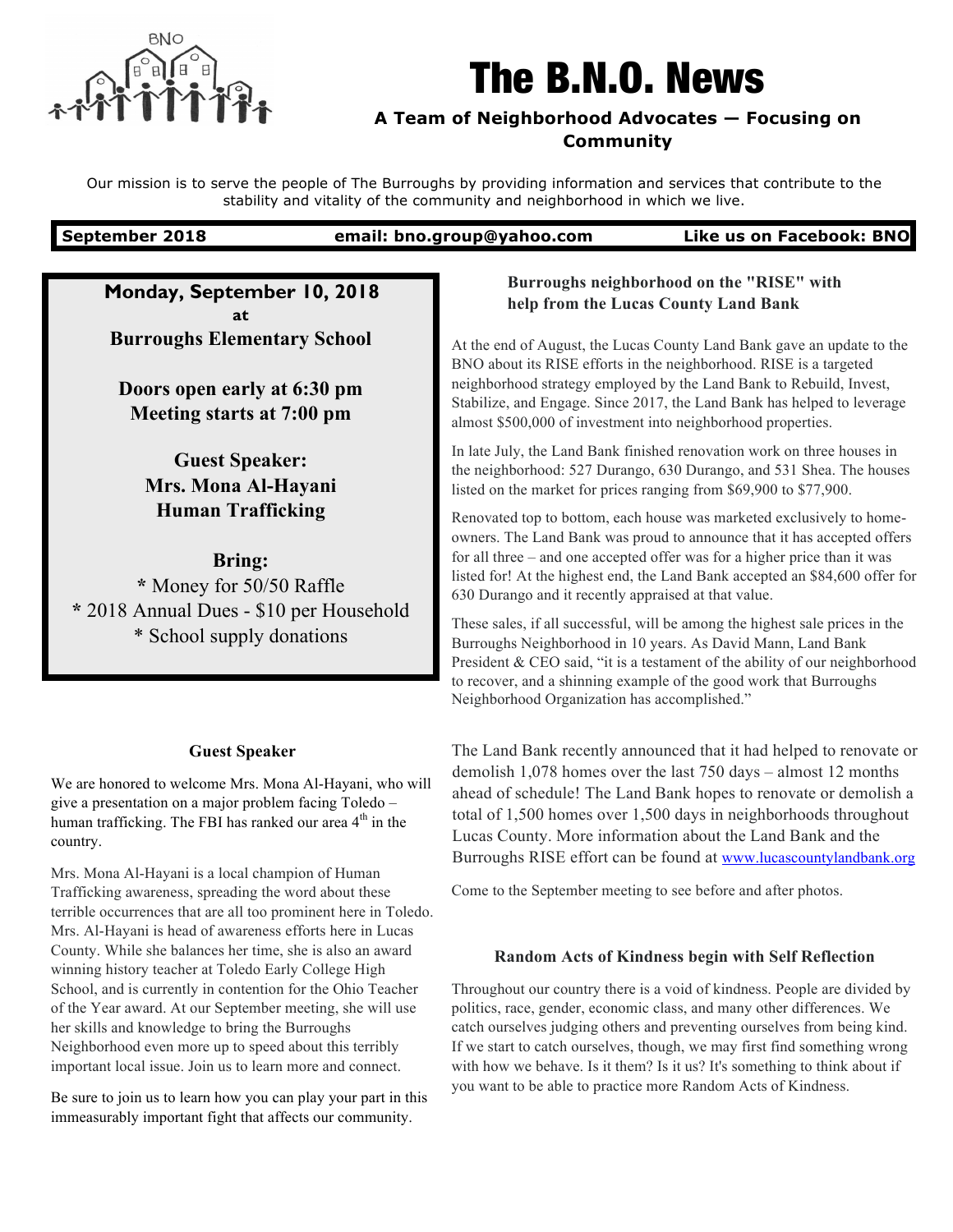# The B.N.O. News

**A Team of Neighborhood Advocates — Focusing on Community**

Our mission is to serve the people of The Burroughs by providing information and services that contribute to the stability and vitality of the community and neighborhood in which we live.

**September 2018** | **email: bno.group@yahoo.com** | **Like us on Facebook: BNO**

**Monday, September 10, 2018**
**at**
**Burroughs Elementary School**

**Doors open early at 6:30 pm**
**Meeting starts at 7:00 pm**

**Guest Speaker:**
**Mrs. Mona Al-Hayani**
**Human Trafficking**

**Bring:**
* Money for 50/50 Raffle
* 2018 Annual Dues - $10 per Household
* School supply donations

### Guest Speaker

We are honored to welcome Mrs. Mona Al-Hayani, who will give a presentation on a major problem facing Toledo – human trafficking. The FBI has ranked our area 4th in the country.

Mrs. Mona Al-Hayani is a local champion of Human Trafficking awareness, spreading the word about these terrible occurrences that are all too prominent here in Toledo. Mrs. Al-Hayani is head of awareness efforts here in Lucas County. While she balances her time, she is also an award winning history teacher at Toledo Early College High School, and is currently in contention for the Ohio Teacher of the Year award. At our September meeting, she will use her skills and knowledge to bring the Burroughs Neighborhood even more up to speed about this terribly important local issue. Join us to learn more and connect.

Be sure to join us to learn how you can play your part in this immeasurably important fight that affects our community.

### Burroughs neighborhood on the "RISE" with help from the Lucas County Land Bank

At the end of August, the Lucas County Land Bank gave an update to the BNO about its RISE efforts in the neighborhood. RISE is a targeted neighborhood strategy employed by the Land Bank to Rebuild, Invest, Stabilize, and Engage. Since 2017, the Land Bank has helped to leverage almost $500,000 of investment into neighborhood properties.

In late July, the Land Bank finished renovation work on three houses in the neighborhood: 527 Durango, 630 Durango, and 531 Shea. The houses listed on the market for prices ranging from $69,900 to $77,900.

Renovated top to bottom, each house was marketed exclusively to home-owners. The Land Bank was proud to announce that it has accepted offers for all three – and one accepted offer was for a higher price than it was listed for! At the highest end, the Land Bank accepted an $84,600 offer for 630 Durango and it recently appraised at that value.

These sales, if all successful, will be among the highest sale prices in the Burroughs Neighborhood in 10 years. As David Mann, Land Bank President & CEO said, "it is a testament of the ability of our neighborhood to recover, and a shinning example of the good work that Burroughs Neighborhood Organization has accomplished."

The Land Bank recently announced that it had helped to renovate or demolish 1,078 homes over the last 750 days – almost 12 months ahead of schedule! The Land Bank hopes to renovate or demolish a total of 1,500 homes over 1,500 days in neighborhoods throughout Lucas County. More information about the Land Bank and the Burroughs RISE effort can be found at www.lucascountylandbank.org

Come to the September meeting to see before and after photos.

### Random Acts of Kindness begin with Self Reflection

Throughout our country there is a void of kindness. People are divided by politics, race, gender, economic class, and many other differences. We catch ourselves judging others and preventing ourselves from being kind. If we start to catch ourselves, though, we may first find something wrong with how we behave. Is it them? Is it us? It's something to think about if you want to be able to practice more Random Acts of Kindness.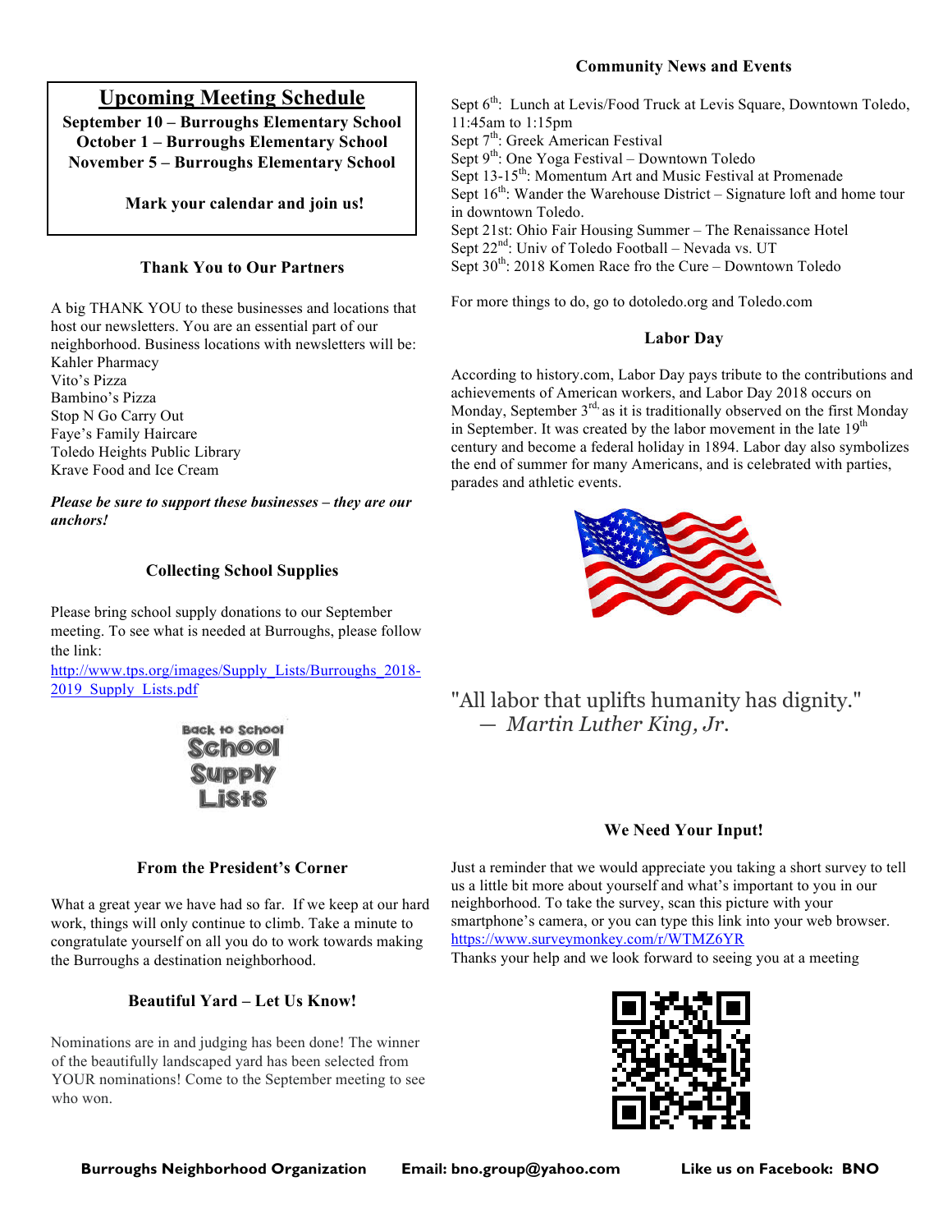## Upcoming Meeting Schedule

**September 10 – Burroughs Elementary School**
**October 1 – Burroughs Elementary School**
**November 5 – Burroughs Elementary School**

**Mark your calendar and join us!**

### Thank You to Our Partners

A big THANK YOU to these businesses and locations that host our newsletters. You are an essential part of our neighborhood. Business locations with newsletters will be:
Kahler Pharmacy
Vito's Pizza
Bambino's Pizza
Stop N Go Carry Out
Faye's Family Haircare
Toledo Heights Public Library
Krave Food and Ice Cream

***Please be sure to support these businesses – they are our anchors!***

### Collecting School Supplies

Please bring school supply donations to our September meeting. To see what is needed at Burroughs, please follow the link:
http://www.tps.org/images/Supply_Lists/Burroughs_2018-2019_Supply_Lists.pdf

Back to School
School
Supply
Lists

### From the President's Corner

What a great year we have had so far. If we keep at our hard work, things will only continue to climb. Take a minute to congratulate yourself on all you do to work towards making the Burroughs a destination neighborhood.

### Beautiful Yard – Let Us Know!

Nominations are in and judging has been done! The winner of the beautifully landscaped yard has been selected from YOUR nominations! Come to the September meeting to see who won.

### Community News and Events

Sept 6th: Lunch at Levis/Food Truck at Levis Square, Downtown Toledo, 11:45am to 1:15pm
Sept 7th: Greek American Festival
Sept 9th: One Yoga Festival – Downtown Toledo
Sept 13-15th: Momentum Art and Music Festival at Promenade
Sept 16th: Wander the Warehouse District – Signature loft and home tour in downtown Toledo.
Sept 21st: Ohio Fair Housing Summer – The Renaissance Hotel
Sept 22nd: Univ of Toledo Football – Nevada vs. UT
Sept 30th: 2018 Komen Race fro the Cure – Downtown Toledo

For more things to do, go to dotoledo.org and Toledo.com

### Labor Day

According to history.com, Labor Day pays tribute to the contributions and achievements of American workers, and Labor Day 2018 occurs on Monday, September 3rd, as it is traditionally observed on the first Monday in September. It was created by the labor movement in the late 19th century and become a federal holiday in 1894. Labor day also symbolizes the end of summer for many Americans, and is celebrated with parties, parades and athletic events.

"All labor that uplifts humanity has dignity."
— *Martin Luther King, Jr.*

### We Need Your Input!

Just a reminder that we would appreciate you taking a short survey to tell us a little bit more about yourself and what's important to you in our neighborhood. To take the survey, scan this picture with your smartphone's camera, or you can type this link into your web browser.
https://www.surveymonkey.com/r/WTMZ6YR
Thanks your help and we look forward to seeing you at a meeting

**Burroughs Neighborhood Organization** **Email: bno.group@yahoo.com** **Like us on Facebook: BNO**